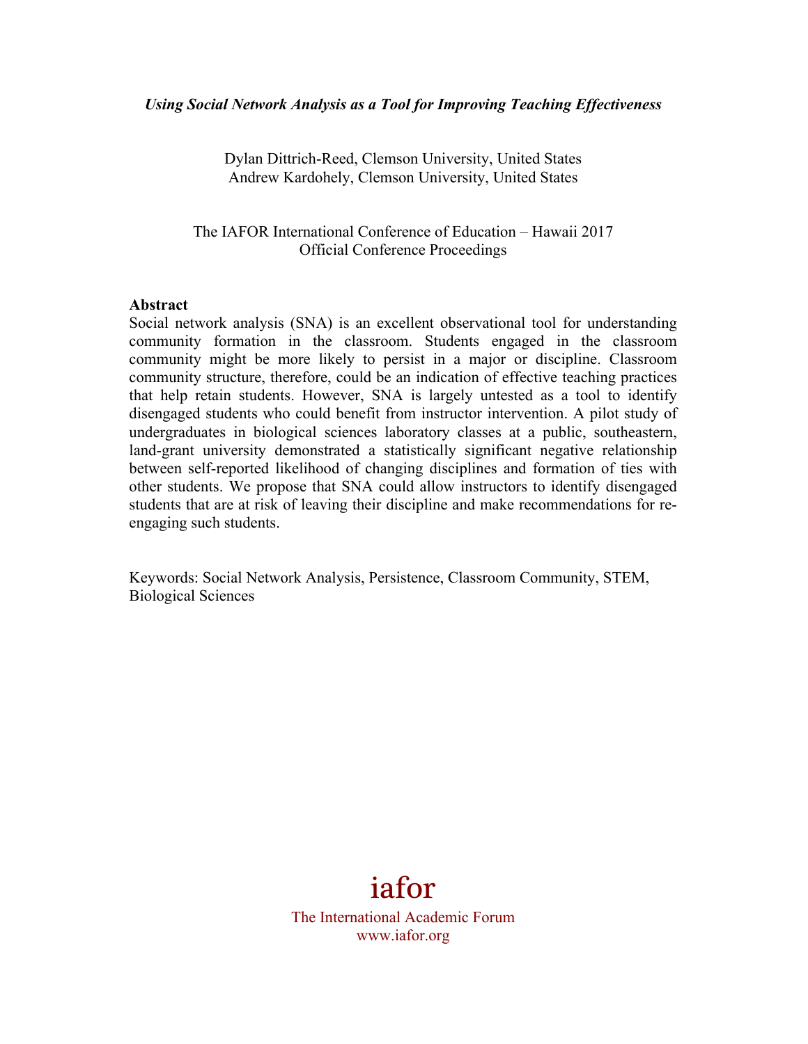***Using Social Network Analysis as a Tool for Improving Teaching Effectiveness***

Dylan Dittrich-Reed, Clemson University, United States
Andrew Kardohely, Clemson University, United States

The IAFOR International Conference of Education – Hawaii 2017
Official Conference Proceedings

**Abstract**

Social network analysis (SNA) is an excellent observational tool for understanding community formation in the classroom. Students engaged in the classroom community might be more likely to persist in a major or discipline. Classroom community structure, therefore, could be an indication of effective teaching practices that help retain students. However, SNA is largely untested as a tool to identify disengaged students who could benefit from instructor intervention. A pilot study of undergraduates in biological sciences laboratory classes at a public, southeastern, land-grant university demonstrated a statistically significant negative relationship between self-reported likelihood of changing disciplines and formation of ties with other students. We propose that SNA could allow instructors to identify disengaged students that are at risk of leaving their discipline and make recommendations for re-engaging such students.

Keywords: Social Network Analysis, Persistence, Classroom Community, STEM, Biological Sciences

iafor

The International Academic Forum
www.iafor.org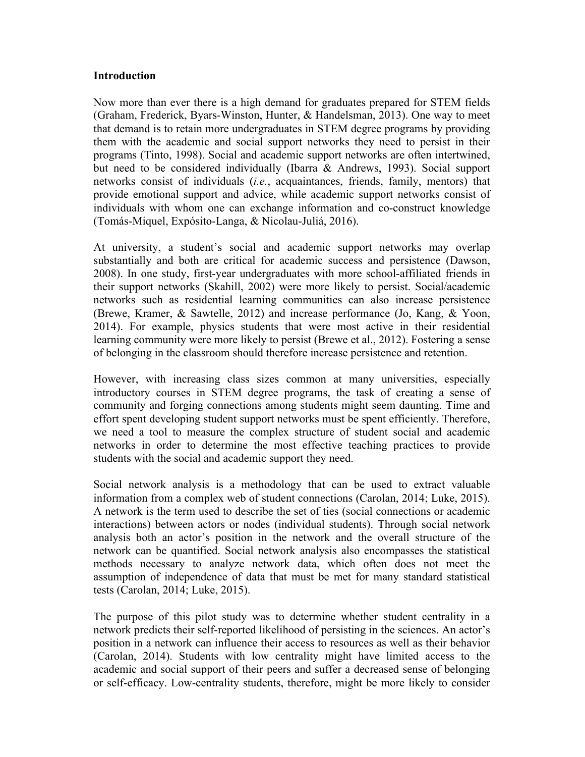## Introduction

Now more than ever there is a high demand for graduates prepared for STEM fields (Graham, Frederick, Byars-Winston, Hunter, & Handelsman, 2013). One way to meet that demand is to retain more undergraduates in STEM degree programs by providing them with the academic and social support networks they need to persist in their programs (Tinto, 1998). Social and academic support networks are often intertwined, but need to be considered individually (Ibarra & Andrews, 1993). Social support networks consist of individuals (*i.e.*, acquaintances, friends, family, mentors) that provide emotional support and advice, while academic support networks consist of individuals with whom one can exchange information and co-construct knowledge (Tomás-Miquel, Expósito-Langa, & Nicolau-Juliá, 2016).

At university, a student's social and academic support networks may overlap substantially and both are critical for academic success and persistence (Dawson, 2008). In one study, first-year undergraduates with more school-affiliated friends in their support networks (Skahill, 2002) were more likely to persist. Social/academic networks such as residential learning communities can also increase persistence (Brewe, Kramer, & Sawtelle, 2012) and increase performance (Jo, Kang, & Yoon, 2014). For example, physics students that were most active in their residential learning community were more likely to persist (Brewe et al., 2012). Fostering a sense of belonging in the classroom should therefore increase persistence and retention.

However, with increasing class sizes common at many universities, especially introductory courses in STEM degree programs, the task of creating a sense of community and forging connections among students might seem daunting. Time and effort spent developing student support networks must be spent efficiently. Therefore, we need a tool to measure the complex structure of student social and academic networks in order to determine the most effective teaching practices to provide students with the social and academic support they need.

Social network analysis is a methodology that can be used to extract valuable information from a complex web of student connections (Carolan, 2014; Luke, 2015). A network is the term used to describe the set of ties (social connections or academic interactions) between actors or nodes (individual students). Through social network analysis both an actor's position in the network and the overall structure of the network can be quantified. Social network analysis also encompasses the statistical methods necessary to analyze network data, which often does not meet the assumption of independence of data that must be met for many standard statistical tests (Carolan, 2014; Luke, 2015).

The purpose of this pilot study was to determine whether student centrality in a network predicts their self-reported likelihood of persisting in the sciences. An actor's position in a network can influence their access to resources as well as their behavior (Carolan, 2014). Students with low centrality might have limited access to the academic and social support of their peers and suffer a decreased sense of belonging or self-efficacy. Low-centrality students, therefore, might be more likely to consider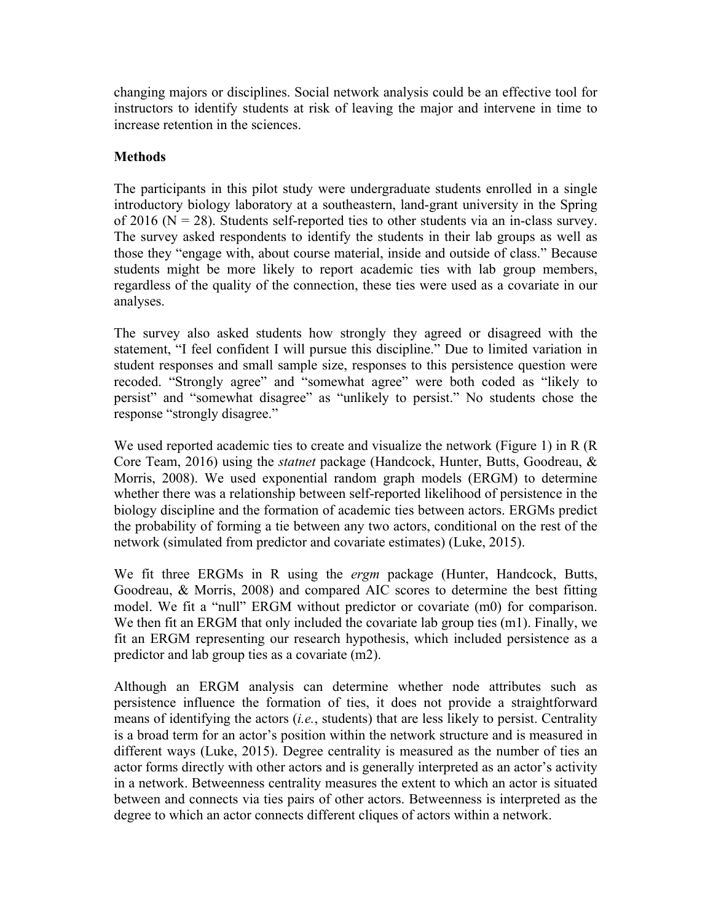changing majors or disciplines. Social network analysis could be an effective tool for instructors to identify students at risk of leaving the major and intervene in time to increase retention in the sciences.

**Methods**

The participants in this pilot study were undergraduate students enrolled in a single introductory biology laboratory at a southeastern, land-grant university in the Spring of 2016 (N = 28). Students self-reported ties to other students via an in-class survey. The survey asked respondents to identify the students in their lab groups as well as those they "engage with, about course material, inside and outside of class." Because students might be more likely to report academic ties with lab group members, regardless of the quality of the connection, these ties were used as a covariate in our analyses.

The survey also asked students how strongly they agreed or disagreed with the statement, "I feel confident I will pursue this discipline." Due to limited variation in student responses and small sample size, responses to this persistence question were recoded. "Strongly agree" and "somewhat agree" were both coded as "likely to persist" and "somewhat disagree" as "unlikely to persist." No students chose the response "strongly disagree."

We used reported academic ties to create and visualize the network (Figure 1) in R (R Core Team, 2016) using the *statnet* package (Handcock, Hunter, Butts, Goodreau, & Morris, 2008). We used exponential random graph models (ERGM) to determine whether there was a relationship between self-reported likelihood of persistence in the biology discipline and the formation of academic ties between actors. ERGMs predict the probability of forming a tie between any two actors, conditional on the rest of the network (simulated from predictor and covariate estimates) (Luke, 2015).

We fit three ERGMs in R using the *ergm* package (Hunter, Handcock, Butts, Goodreau, & Morris, 2008) and compared AIC scores to determine the best fitting model. We fit a "null" ERGM without predictor or covariate (m0) for comparison. We then fit an ERGM that only included the covariate lab group ties (m1). Finally, we fit an ERGM representing our research hypothesis, which included persistence as a predictor and lab group ties as a covariate (m2).

Although an ERGM analysis can determine whether node attributes such as persistence influence the formation of ties, it does not provide a straightforward means of identifying the actors (*i.e.*, students) that are less likely to persist. Centrality is a broad term for an actor's position within the network structure and is measured in different ways (Luke, 2015). Degree centrality is measured as the number of ties an actor forms directly with other actors and is generally interpreted as an actor's activity in a network. Betweenness centrality measures the extent to which an actor is situated between and connects via ties pairs of other actors. Betweenness is interpreted as the degree to which an actor connects different cliques of actors within a network.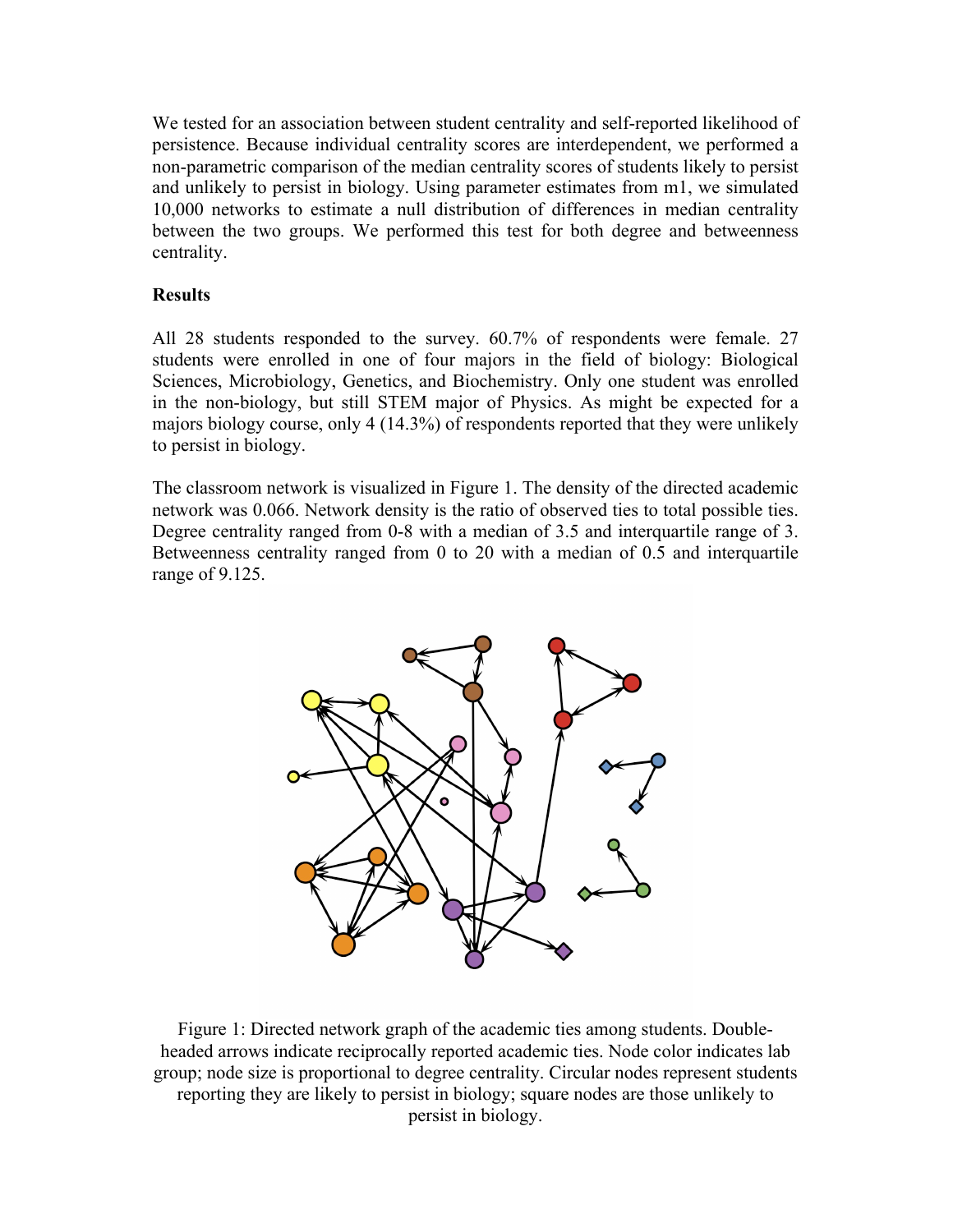We tested for an association between student centrality and self-reported likelihood of persistence. Because individual centrality scores are interdependent, we performed a non-parametric comparison of the median centrality scores of students likely to persist and unlikely to persist in biology. Using parameter estimates from m1, we simulated 10,000 networks to estimate a null distribution of differences in median centrality between the two groups. We performed this test for both degree and betweenness centrality.

**Results**

All 28 students responded to the survey. 60.7% of respondents were female. 27 students were enrolled in one of four majors in the field of biology: Biological Sciences, Microbiology, Genetics, and Biochemistry. Only one student was enrolled in the non-biology, but still STEM major of Physics. As might be expected for a majors biology course, only 4 (14.3%) of respondents reported that they were unlikely to persist in biology.

The classroom network is visualized in Figure 1. The density of the directed academic network was 0.066. Network density is the ratio of observed ties to total possible ties. Degree centrality ranged from 0-8 with a median of 3.5 and interquartile range of 3. Betweenness centrality ranged from 0 to 20 with a median of 0.5 and interquartile range of 9.125.

Figure 1: Directed network graph of the academic ties among students. Double-headed arrows indicate reciprocally reported academic ties. Node color indicates lab group; node size is proportional to degree centrality. Circular nodes represent students reporting they are likely to persist in biology; square nodes are those unlikely to persist in biology.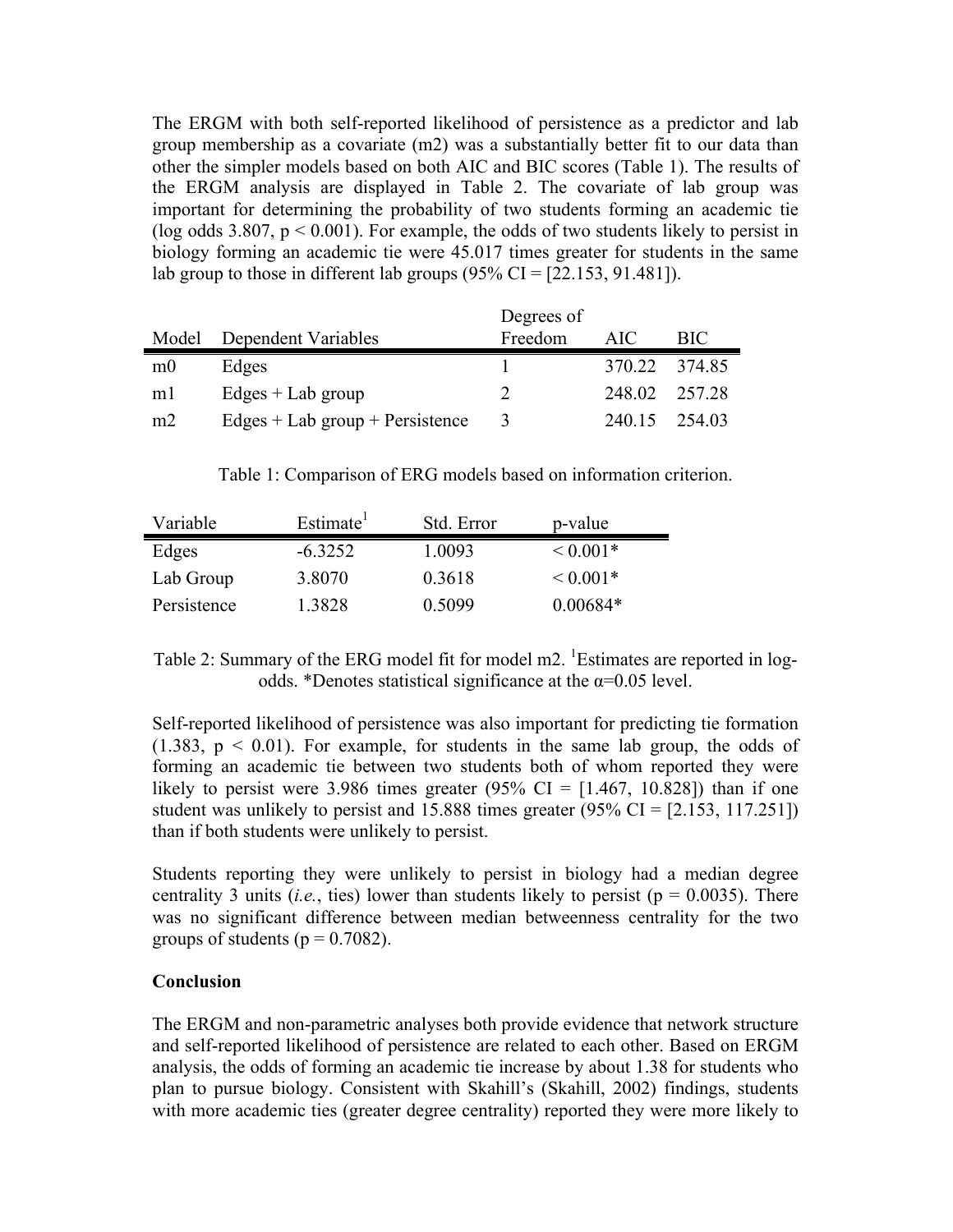The ERGM with both self-reported likelihood of persistence as a predictor and lab group membership as a covariate (m2) was a substantially better fit to our data than other the simpler models based on both AIC and BIC scores (Table 1). The results of the ERGM analysis are displayed in Table 2. The covariate of lab group was important for determining the probability of two students forming an academic tie (log odds 3.807, $p < 0.001$). For example, the odds of two students likely to persist in biology forming an academic tie were 45.017 times greater for students in the same lab group to those in different lab groups (95% CI = [22.153, 91.481]).

| Model | Dependent Variables | Degrees of Freedom | AIC | BIC |
|---|---|---|---|---|
| m0 | Edges | 1 | 370.22 | 374.85 |
| m1 | Edges + Lab group | 2 | 248.02 | 257.28 |
| m2 | Edges + Lab group + Persistence | 3 | 240.15 | 254.03 |

Table 1: Comparison of ERG models based on information criterion.

| Variable | Estimate[1] | Std. Error | p-value |
|---|---|---|---|
| Edges | -6.3252 | 1.0093 | < 0.001* |
| Lab Group | 3.8070 | 0.3618 | < 0.001* |
| Persistence | 1.3828 | 0.5099 | 0.00684* |

Table 2: Summary of the ERG model fit for model m2. [1]Estimates are reported in log-odds. *Denotes statistical significance at the $\alpha$=0.05 level.

Self-reported likelihood of persistence was also important for predicting tie formation (1.383, $p < 0.01$). For example, for students in the same lab group, the odds of forming an academic tie between two students both of whom reported they were likely to persist were 3.986 times greater (95% CI = [1.467, 10.828]) than if one student was unlikely to persist and 15.888 times greater (95% CI = [2.153, 117.251]) than if both students were unlikely to persist.

Students reporting they were unlikely to persist in biology had a median degree centrality 3 units (*i.e.*, ties) lower than students likely to persist ($p = 0.0035$). There was no significant difference between median betweenness centrality for the two groups of students ($p = 0.7082$).

**Conclusion**

The ERGM and non-parametric analyses both provide evidence that network structure and self-reported likelihood of persistence are related to each other. Based on ERGM analysis, the odds of forming an academic tie increase by about 1.38 for students who plan to pursue biology. Consistent with Skahill's (Skahill, 2002) findings, students with more academic ties (greater degree centrality) reported they were more likely to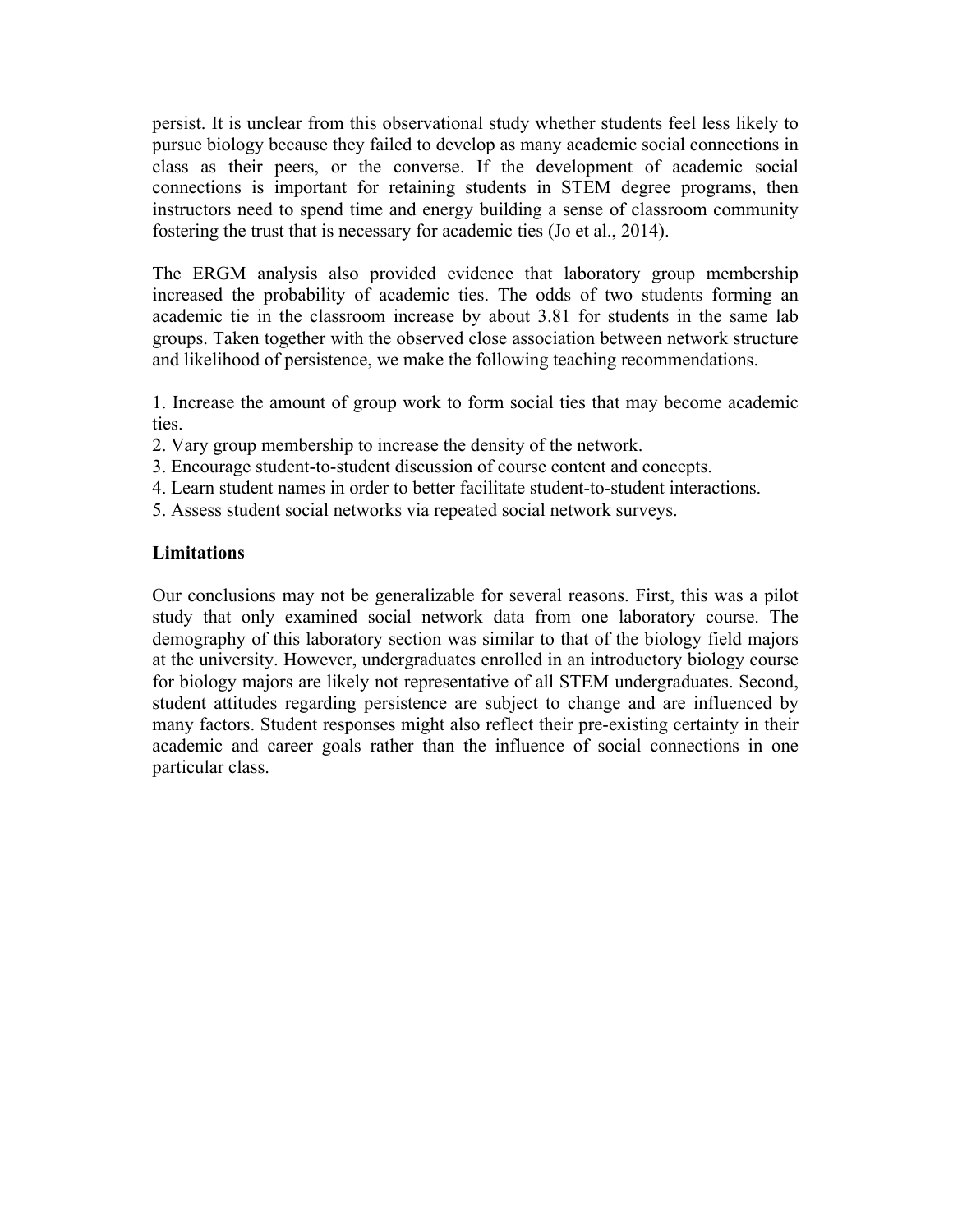persist. It is unclear from this observational study whether students feel less likely to pursue biology because they failed to develop as many academic social connections in class as their peers, or the converse. If the development of academic social connections is important for retaining students in STEM degree programs, then instructors need to spend time and energy building a sense of classroom community fostering the trust that is necessary for academic ties (Jo et al., 2014).

The ERGM analysis also provided evidence that laboratory group membership increased the probability of academic ties. The odds of two students forming an academic tie in the classroom increase by about 3.81 for students in the same lab groups. Taken together with the observed close association between network structure and likelihood of persistence, we make the following teaching recommendations.

1. Increase the amount of group work to form social ties that may become academic ties.
2. Vary group membership to increase the density of the network.
3. Encourage student-to-student discussion of course content and concepts.
4. Learn student names in order to better facilitate student-to-student interactions.
5. Assess student social networks via repeated social network surveys.

**Limitations**

Our conclusions may not be generalizable for several reasons. First, this was a pilot study that only examined social network data from one laboratory course. The demography of this laboratory section was similar to that of the biology field majors at the university. However, undergraduates enrolled in an introductory biology course for biology majors are likely not representative of all STEM undergraduates. Second, student attitudes regarding persistence are subject to change and are influenced by many factors. Student responses might also reflect their pre-existing certainty in their academic and career goals rather than the influence of social connections in one particular class.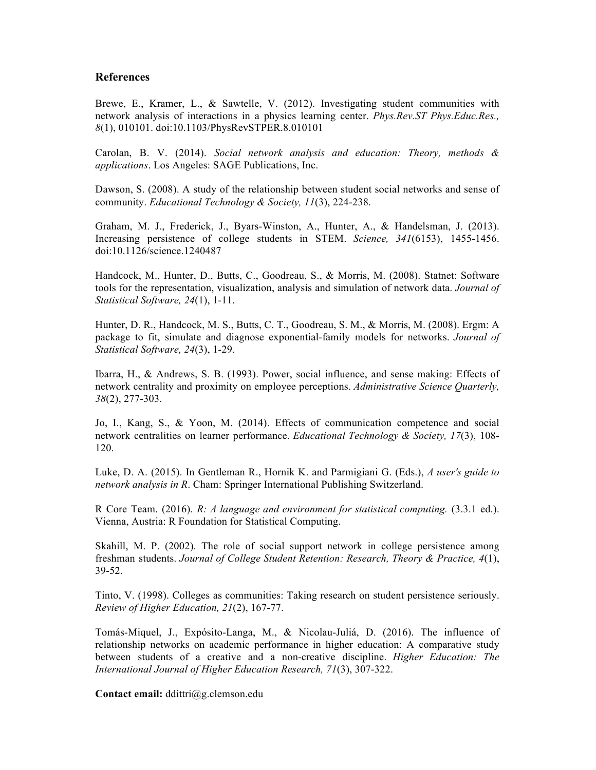## References

Brewe, E., Kramer, L., & Sawtelle, V. (2012). Investigating student communities with network analysis of interactions in a physics learning center. *Phys.Rev.ST Phys.Educ.Res., 8*(1), 010101. doi:10.1103/PhysRevSTPER.8.010101

Carolan, B. V. (2014). *Social network analysis and education: Theory, methods & applications*. Los Angeles: SAGE Publications, Inc.

Dawson, S. (2008). A study of the relationship between student social networks and sense of community. *Educational Technology & Society, 11*(3), 224-238.

Graham, M. J., Frederick, J., Byars-Winston, A., Hunter, A., & Handelsman, J. (2013). Increasing persistence of college students in STEM. *Science, 341*(6153), 1455-1456. doi:10.1126/science.1240487

Handcock, M., Hunter, D., Butts, C., Goodreau, S., & Morris, M. (2008). Statnet: Software tools for the representation, visualization, analysis and simulation of network data. *Journal of Statistical Software, 24*(1), 1-11.

Hunter, D. R., Handcock, M. S., Butts, C. T., Goodreau, S. M., & Morris, M. (2008). Ergm: A package to fit, simulate and diagnose exponential-family models for networks. *Journal of Statistical Software, 24*(3), 1-29.

Ibarra, H., & Andrews, S. B. (1993). Power, social influence, and sense making: Effects of network centrality and proximity on employee perceptions. *Administrative Science Quarterly, 38*(2), 277-303.

Jo, I., Kang, S., & Yoon, M. (2014). Effects of communication competence and social network centralities on learner performance. *Educational Technology & Society, 17*(3), 108-120.

Luke, D. A. (2015). In Gentleman R., Hornik K. and Parmigiani G. (Eds.), *A user's guide to network analysis in R*. Cham: Springer International Publishing Switzerland.

R Core Team. (2016). *R: A language and environment for statistical computing.* (3.3.1 ed.). Vienna, Austria: R Foundation for Statistical Computing.

Skahill, M. P. (2002). The role of social support network in college persistence among freshman students. *Journal of College Student Retention: Research, Theory & Practice, 4*(1), 39-52.

Tinto, V. (1998). Colleges as communities: Taking research on student persistence seriously. *Review of Higher Education, 21*(2), 167-77.

Tomás-Miquel, J., Expósito-Langa, M., & Nicolau-Juliá, D. (2016). The influence of relationship networks on academic performance in higher education: A comparative study between students of a creative and a non-creative discipline. *Higher Education: The International Journal of Higher Education Research, 71*(3), 307-322.

**Contact email:** ddittri@g.clemson.edu